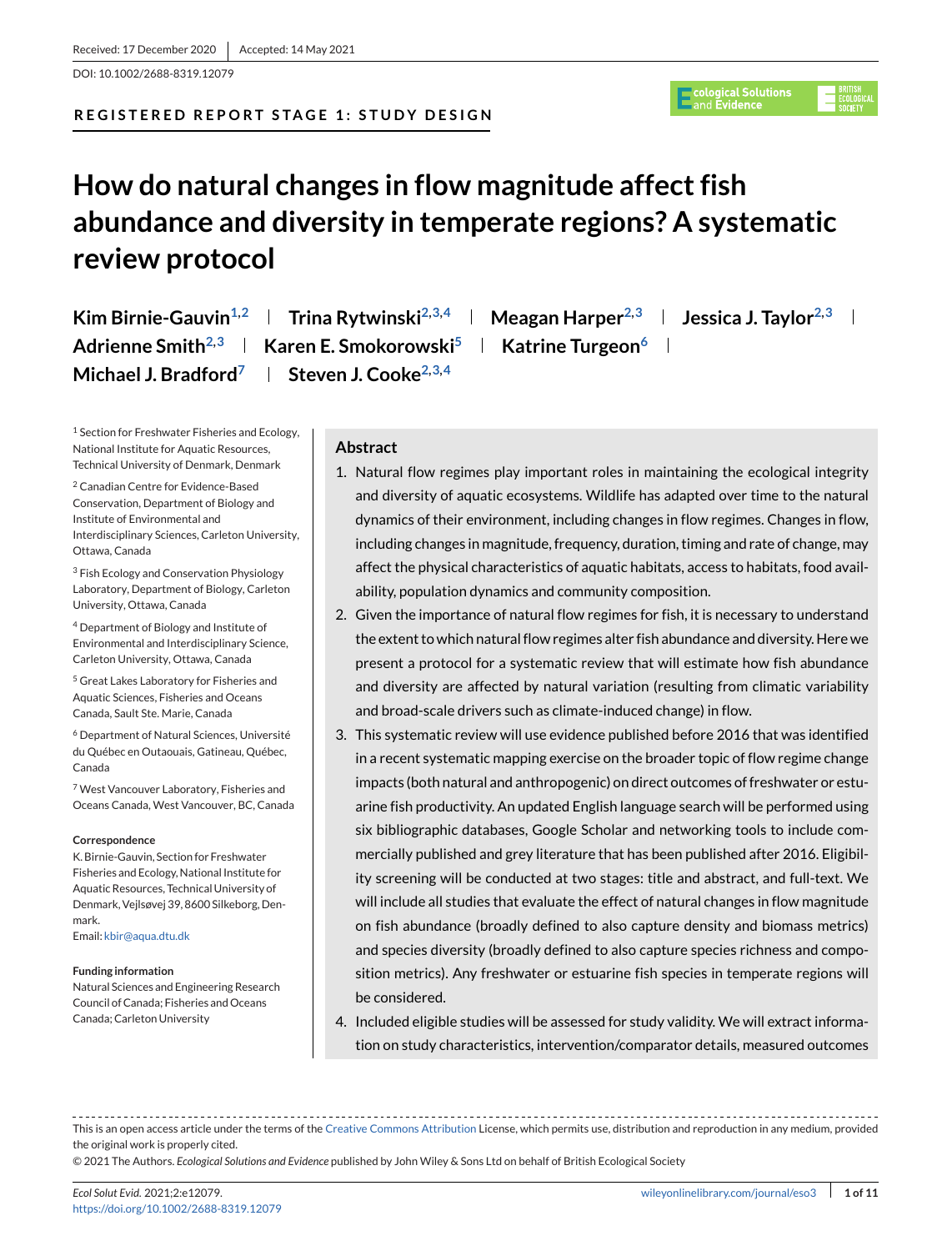Received: 17 December 2020 | Accepted: 14 May 2021

DOI: 10.1002/2688-8319.12079

**REGISTERED REPORT STAGE 1: STUDY DESIGN**

# How do natural changes in flow magnitude affect fish abundance and diversity in temperate regions? A systematic review protocol

**Kim Birnie-Gauvin**[1,2] | **Trina Rytwinski**[2,3,4] | **Meagan Harper**[2,3] | **Jessica J. Taylor**[2,3] | **Adrienne Smith**[2,3] | **Karen E. Smokorowski**[5] | **Katrine Turgeon**[6] | **Michael J. Bradford**[7] | **Steven J. Cooke**[2,3,4]

[1] Section for Freshwater Fisheries and Ecology, National Institute for Aquatic Resources, Technical University of Denmark, Denmark

[2] Canadian Centre for Evidence-Based Conservation, Department of Biology and Institute of Environmental and Interdisciplinary Sciences, Carleton University, Ottawa, Canada

[3] Fish Ecology and Conservation Physiology Laboratory, Department of Biology, Carleton University, Ottawa, Canada

[4] Department of Biology and Institute of Environmental and Interdisciplinary Science, Carleton University, Ottawa, Canada

[5] Great Lakes Laboratory for Fisheries and Aquatic Sciences, Fisheries and Oceans Canada, Sault Ste. Marie, Canada

[6] Department of Natural Sciences, Université du Québec en Outaouais, Gatineau, Québec, Canada

[7] West Vancouver Laboratory, Fisheries and Oceans Canada, West Vancouver, BC, Canada

**Correspondence**

K. Birnie-Gauvin, Section for Freshwater Fisheries and Ecology, National Institute for Aquatic Resources, Technical University of Denmark, Vejlsøvej 39, 8600 Silkeborg, Denmark.

Email: kbir@aqua.dtu.dk

**Funding information**

Natural Sciences and Engineering Research Council of Canada; Fisheries and Oceans Canada; Carleton University

## Abstract

1. Natural flow regimes play important roles in maintaining the ecological integrity and diversity of aquatic ecosystems. Wildlife has adapted over time to the natural dynamics of their environment, including changes in flow regimes. Changes in flow, including changes in magnitude, frequency, duration, timing and rate of change, may affect the physical characteristics of aquatic habitats, access to habitats, food availability, population dynamics and community composition.
2. Given the importance of natural flow regimes for fish, it is necessary to understand the extent to which natural flow regimes alter fish abundance and diversity. Here we present a protocol for a systematic review that will estimate how fish abundance and diversity are affected by natural variation (resulting from climatic variability and broad-scale drivers such as climate-induced change) in flow.
3. This systematic review will use evidence published before 2016 that was identified in a recent systematic mapping exercise on the broader topic of flow regime change impacts (both natural and anthropogenic) on direct outcomes of freshwater or estuarine fish productivity. An updated English language search will be performed using six bibliographic databases, Google Scholar and networking tools to include commercially published and grey literature that has been published after 2016. Eligibility screening will be conducted at two stages: title and abstract, and full-text. We will include all studies that evaluate the effect of natural changes in flow magnitude on fish abundance (broadly defined to also capture density and biomass metrics) and species diversity (broadly defined to also capture species richness and composition metrics). Any freshwater or estuarine fish species in temperate regions will be considered.
4. Included eligible studies will be assessed for study validity. We will extract information on study characteristics, intervention/comparator details, measured outcomes

This is an open access article under the terms of the Creative Commons Attribution License, which permits use, distribution and reproduction in any medium, provided the original work is properly cited.

© 2021 The Authors. *Ecological Solutions and Evidence* published by John Wiley & Sons Ltd on behalf of British Ecological Society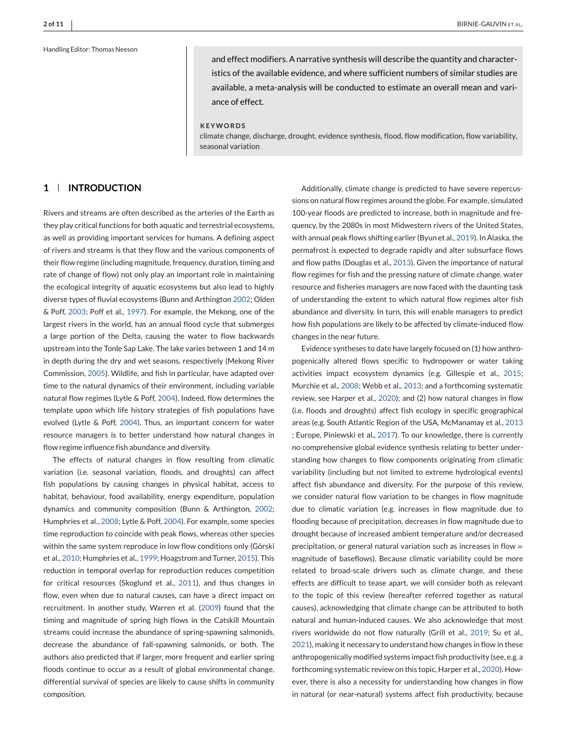Handling Editor: Thomas Neeson

and effect modifiers. A narrative synthesis will describe the quantity and characteristics of the available evidence, and where sufficient numbers of similar studies are available, a meta-analysis will be conducted to estimate an overall mean and variance of effect.

**KEYWORDS**

climate change, discharge, drought, evidence synthesis, flood, flow modification, flow variability, seasonal variation

## 1 | INTRODUCTION

Rivers and streams are often described as the arteries of the Earth as they play critical functions for both aquatic and terrestrial ecosystems, as well as providing important services for humans. A defining aspect of rivers and streams is that they flow and the various components of their flow regime (including magnitude, frequency, duration, timing and rate of change of flow) not only play an important role in maintaining the ecological integrity of aquatic ecosystems but also lead to highly diverse types of fluvial ecosystems (Bunn and Arthington 2002; Olden & Poff, 2003; Poff et al., 1997). For example, the Mekong, one of the largest rivers in the world, has an annual flood cycle that submerges a large portion of the Delta, causing the water to flow backwards upstream into the Tonle Sap Lake. The lake varies between 1 and 14 m in depth during the dry and wet seasons, respectively (Mekong River Commission, 2005). Wildlife, and fish in particular, have adapted over time to the natural dynamics of their environment, including variable natural flow regimes (Lytle & Poff, 2004). Indeed, flow determines the template upon which life history strategies of fish populations have evolved (Lytle & Poff, 2004). Thus, an important concern for water resource managers is to better understand how natural changes in flow regime influence fish abundance and diversity.

The effects of natural changes in flow resulting from climatic variation (i.e. seasonal variation, floods, and droughts) can affect fish populations by causing changes in physical habitat, access to habitat, behaviour, food availability, energy expenditure, population dynamics and community composition (Bunn & Arthington, 2002; Humphries et al., 2008; Lytle & Poff, 2004). For example, some species time reproduction to coincide with peak flows, whereas other species within the same system reproduce in low flow conditions only (Górski et al., 2010; Humphries et al., 1999; Hoagstrom and Turner, 2015). This reduction in temporal overlap for reproduction reduces competition for critical resources (Skoglund et al., 2011), and thus changes in flow, even when due to natural causes, can have a direct impact on recruitment. In another study, Warren et al. (2009) found that the timing and magnitude of spring high flows in the Catskill Mountain streams could increase the abundance of spring-spawning salmonids, decrease the abundance of fall-spawning salmonids, or both. The authors also predicted that if larger, more frequent and earlier spring floods continue to occur as a result of global environmental change, differential survival of species are likely to cause shifts in community composition.

Additionally, climate change is predicted to have severe repercussions on natural flow regimes around the globe. For example, simulated 100-year floods are predicted to increase, both in magnitude and frequency, by the 2080s in most Midwestern rivers of the United States, with annual peak flows shifting earlier (Byun et al., 2019). In Alaska, the permafrost is expected to degrade rapidly and alter subsurface flows and flow paths (Douglas et al., 2013). Given the importance of natural flow regimes for fish and the pressing nature of climate change, water resource and fisheries managers are now faced with the daunting task of understanding the extent to which natural flow regimes alter fish abundance and diversity. In turn, this will enable managers to predict how fish populations are likely to be affected by climate-induced flow changes in the near future.

Evidence syntheses to date have largely focused on (1) how anthropogenically altered flows specific to hydropower or water taking activities impact ecosystem dynamics (e.g. Gillespie et al., 2015; Murchie et al., 2008; Webb et al., 2013; and a forthcoming systematic review, see Harper et al., 2020); and (2) how natural changes in flow (i.e. floods and droughts) affect fish ecology in specific geographical areas (e.g. South Atlantic Region of the USA, McManamay et al., 2013 ; Europe, Piniewski et al., 2017). To our knowledge, there is currently no comprehensive global evidence synthesis relating to better understanding how changes to flow components originating from climatic variability (including but not limited to extreme hydrological events) affect fish abundance and diversity. For the purpose of this review, we consider natural flow variation to be changes in flow magnitude due to climatic variation (e.g. increases in flow magnitude due to flooding because of precipitation, decreases in flow magnitude due to drought because of increased ambient temperature and/or decreased precipitation, or general natural variation such as increases in flow = magnitude of baseflows). Because climatic variability could be more related to broad-scale drivers such as climate change, and these effects are difficult to tease apart, we will consider both as relevant to the topic of this review (hereafter referred together as natural causes), acknowledging that climate change can be attributed to both natural and human-induced causes. We also acknowledge that most rivers worldwide do not flow naturally (Grill et al., 2019; Su et al., 2021), making it necessary to understand how changes in flow in these anthropogenically modified systems impact fish productivity (see, e.g. a forthcoming systematic review on this topic, Harper et al., 2020). However, there is also a necessity for understanding how changes in flow in natural (or near-natural) systems affect fish productivity, because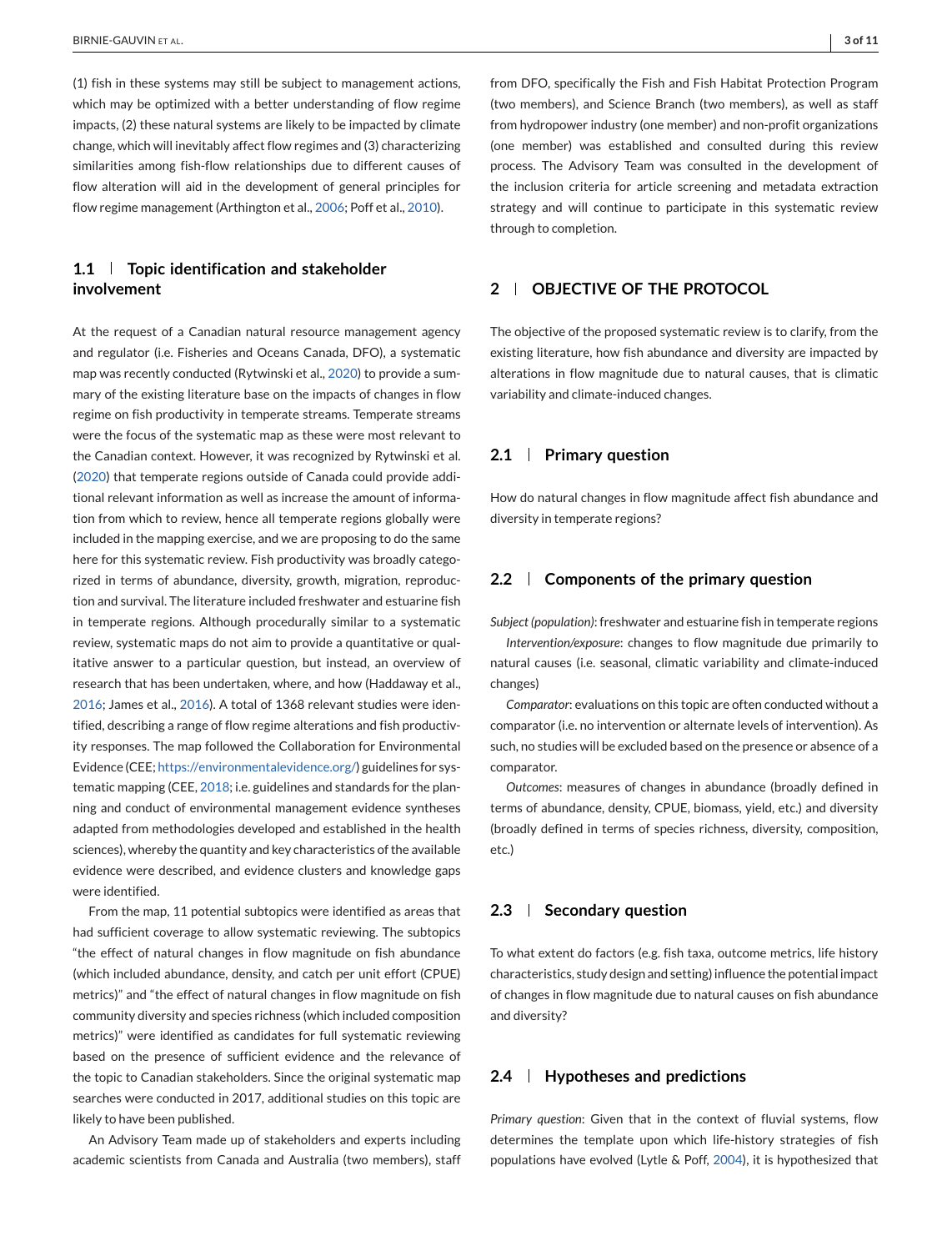(1) fish in these systems may still be subject to management actions, which may be optimized with a better understanding of flow regime impacts, (2) these natural systems are likely to be impacted by climate change, which will inevitably affect flow regimes and (3) characterizing similarities among fish-flow relationships due to different causes of flow alteration will aid in the development of general principles for flow regime management (Arthington et al., 2006; Poff et al., 2010).

## 1.1 | Topic identification and stakeholder involvement

At the request of a Canadian natural resource management agency and regulator (i.e. Fisheries and Oceans Canada, DFO), a systematic map was recently conducted (Rytwinski et al., 2020) to provide a summary of the existing literature base on the impacts of changes in flow regime on fish productivity in temperate streams. Temperate streams were the focus of the systematic map as these were most relevant to the Canadian context. However, it was recognized by Rytwinski et al. (2020) that temperate regions outside of Canada could provide additional relevant information as well as increase the amount of information from which to review, hence all temperate regions globally were included in the mapping exercise, and we are proposing to do the same here for this systematic review. Fish productivity was broadly categorized in terms of abundance, diversity, growth, migration, reproduction and survival. The literature included freshwater and estuarine fish in temperate regions. Although procedurally similar to a systematic review, systematic maps do not aim to provide a quantitative or qualitative answer to a particular question, but instead, an overview of research that has been undertaken, where, and how (Haddaway et al., 2016; James et al., 2016). A total of 1368 relevant studies were identified, describing a range of flow regime alterations and fish productivity responses. The map followed the Collaboration for Environmental Evidence (CEE; https://environmentalevidence.org/) guidelines for systematic mapping (CEE, 2018; i.e. guidelines and standards for the planning and conduct of environmental management evidence syntheses adapted from methodologies developed and established in the health sciences), whereby the quantity and key characteristics of the available evidence were described, and evidence clusters and knowledge gaps were identified.

From the map, 11 potential subtopics were identified as areas that had sufficient coverage to allow systematic reviewing. The subtopics "the effect of natural changes in flow magnitude on fish abundance (which included abundance, density, and catch per unit effort (CPUE) metrics)" and "the effect of natural changes in flow magnitude on fish community diversity and species richness (which included composition metrics)" were identified as candidates for full systematic reviewing based on the presence of sufficient evidence and the relevance of the topic to Canadian stakeholders. Since the original systematic map searches were conducted in 2017, additional studies on this topic are likely to have been published.

An Advisory Team made up of stakeholders and experts including academic scientists from Canada and Australia (two members), staff from DFO, specifically the Fish and Fish Habitat Protection Program (two members), and Science Branch (two members), as well as staff from hydropower industry (one member) and non-profit organizations (one member) was established and consulted during this review process. The Advisory Team was consulted in the development of the inclusion criteria for article screening and metadata extraction strategy and will continue to participate in this systematic review through to completion.

# 2 | OBJECTIVE OF THE PROTOCOL

The objective of the proposed systematic review is to clarify, from the existing literature, how fish abundance and diversity are impacted by alterations in flow magnitude due to natural causes, that is climatic variability and climate-induced changes.

## 2.1 | Primary question

How do natural changes in flow magnitude affect fish abundance and diversity in temperate regions?

## 2.2 | Components of the primary question

*Subject (population)*: freshwater and estuarine fish in temperate regions

*Intervention/exposure*: changes to flow magnitude due primarily to natural causes (i.e. seasonal, climatic variability and climate-induced changes)

*Comparator*: evaluations on this topic are often conducted without a comparator (i.e. no intervention or alternate levels of intervention). As such, no studies will be excluded based on the presence or absence of a comparator.

*Outcomes*: measures of changes in abundance (broadly defined in terms of abundance, density, CPUE, biomass, yield, etc.) and diversity (broadly defined in terms of species richness, diversity, composition, etc.)

## 2.3 | Secondary question

To what extent do factors (e.g. fish taxa, outcome metrics, life history characteristics, study design and setting) influence the potential impact of changes in flow magnitude due to natural causes on fish abundance and diversity?

## 2.4 | Hypotheses and predictions

*Primary question*: Given that in the context of fluvial systems, flow determines the template upon which life-history strategies of fish populations have evolved (Lytle & Poff, 2004), it is hypothesized that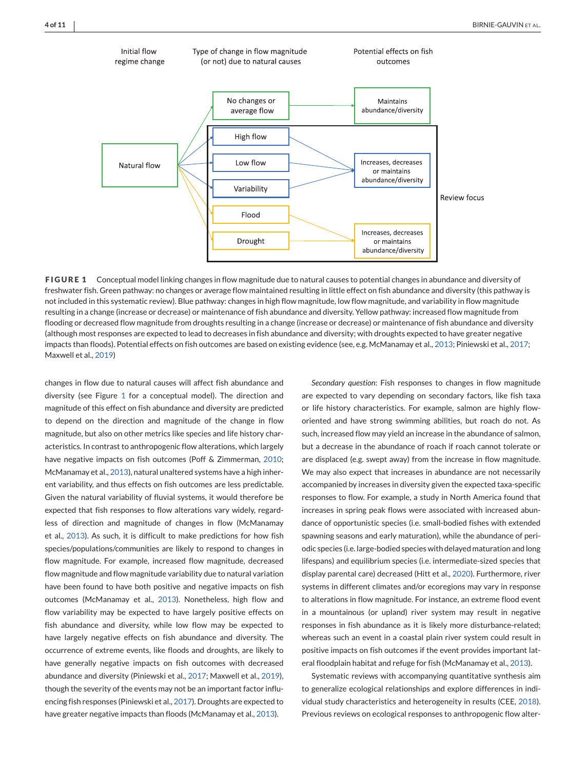Initial flow regime change

Type of change in flow magnitude (or not) due to natural causes

Potential effects on fish outcomes

Natural flow

No changes or average flow

Maintains abundance/diversity

High flow

Low flow

Variability

Increases, decreases or maintains abundance/diversity

Flood

Drought

Increases, decreases or maintains abundance/diversity

Review focus

**FIGURE 1** Conceptual model linking changes in flow magnitude due to natural causes to potential changes in abundance and diversity of freshwater fish. Green pathway: no changes or average flow maintained resulting in little effect on fish abundance and diversity (this pathway is not included in this systematic review). Blue pathway: changes in high flow magnitude, low flow magnitude, and variability in flow magnitude resulting in a change (increase or decrease) or maintenance of fish abundance and diversity. Yellow pathway: increased flow magnitude from flooding or decreased flow magnitude from droughts resulting in a change (increase or decrease) or maintenance of fish abundance and diversity (although most responses are expected to lead to decreases in fish abundance and diversity; with droughts expected to have greater negative impacts than floods). Potential effects on fish outcomes are based on existing evidence (see, e.g. McManamay et al., 2013; Piniewski et al., 2017; Maxwell et al., 2019)

changes in flow due to natural causes will affect fish abundance and diversity (see Figure 1 for a conceptual model). The direction and magnitude of this effect on fish abundance and diversity are predicted to depend on the direction and magnitude of the change in flow magnitude, but also on other metrics like species and life history characteristics. In contrast to anthropogenic flow alterations, which largely have negative impacts on fish outcomes (Poff & Zimmerman, 2010; McManamay et al., 2013), natural unaltered systems have a high inherent variability, and thus effects on fish outcomes are less predictable. Given the natural variability of fluvial systems, it would therefore be expected that fish responses to flow alterations vary widely, regardless of direction and magnitude of changes in flow (McManamay et al., 2013). As such, it is difficult to make predictions for how fish species/populations/communities are likely to respond to changes in flow magnitude. For example, increased flow magnitude, decreased flow magnitude and flow magnitude variability due to natural variation have been found to have both positive and negative impacts on fish outcomes (McManamay et al., 2013). Nonetheless, high flow and flow variability may be expected to have largely positive effects on fish abundance and diversity, while low flow may be expected to have largely negative effects on fish abundance and diversity. The occurrence of extreme events, like floods and droughts, are likely to have generally negative impacts on fish outcomes with decreased abundance and diversity (Piniewski et al., 2017; Maxwell et al., 2019), though the severity of the events may not be an important factor influencing fish responses (Piniewski et al., 2017). Droughts are expected to have greater negative impacts than floods (McManamay et al., 2013).

*Secondary question*: Fish responses to changes in flow magnitude are expected to vary depending on secondary factors, like fish taxa or life history characteristics. For example, salmon are highly flow-oriented and have strong swimming abilities, but roach do not. As such, increased flow may yield an increase in the abundance of salmon, but a decrease in the abundance of roach if roach cannot tolerate or are displaced (e.g. swept away) from the increase in flow magnitude. We may also expect that increases in abundance are not necessarily accompanied by increases in diversity given the expected taxa-specific responses to flow. For example, a study in North America found that increases in spring peak flows were associated with increased abundance of opportunistic species (i.e. small-bodied fishes with extended spawning seasons and early maturation), while the abundance of periodic species (i.e. large-bodied species with delayed maturation and long lifespans) and equilibrium species (i.e. intermediate-sized species that display parental care) decreased (Hitt et al., 2020). Furthermore, river systems in different climates and/or ecoregions may vary in response to alterations in flow magnitude. For instance, an extreme flood event in a mountainous (or upland) river system may result in negative responses in fish abundance as it is likely more disturbance-related; whereas such an event in a coastal plain river system could result in positive impacts on fish outcomes if the event provides important lateral floodplain habitat and refuge for fish (McManamay et al., 2013).

Systematic reviews with accompanying quantitative synthesis aim to generalize ecological relationships and explore differences in individual study characteristics and heterogeneity in results (CEE, 2018). Previous reviews on ecological responses to anthropogenic flow alter-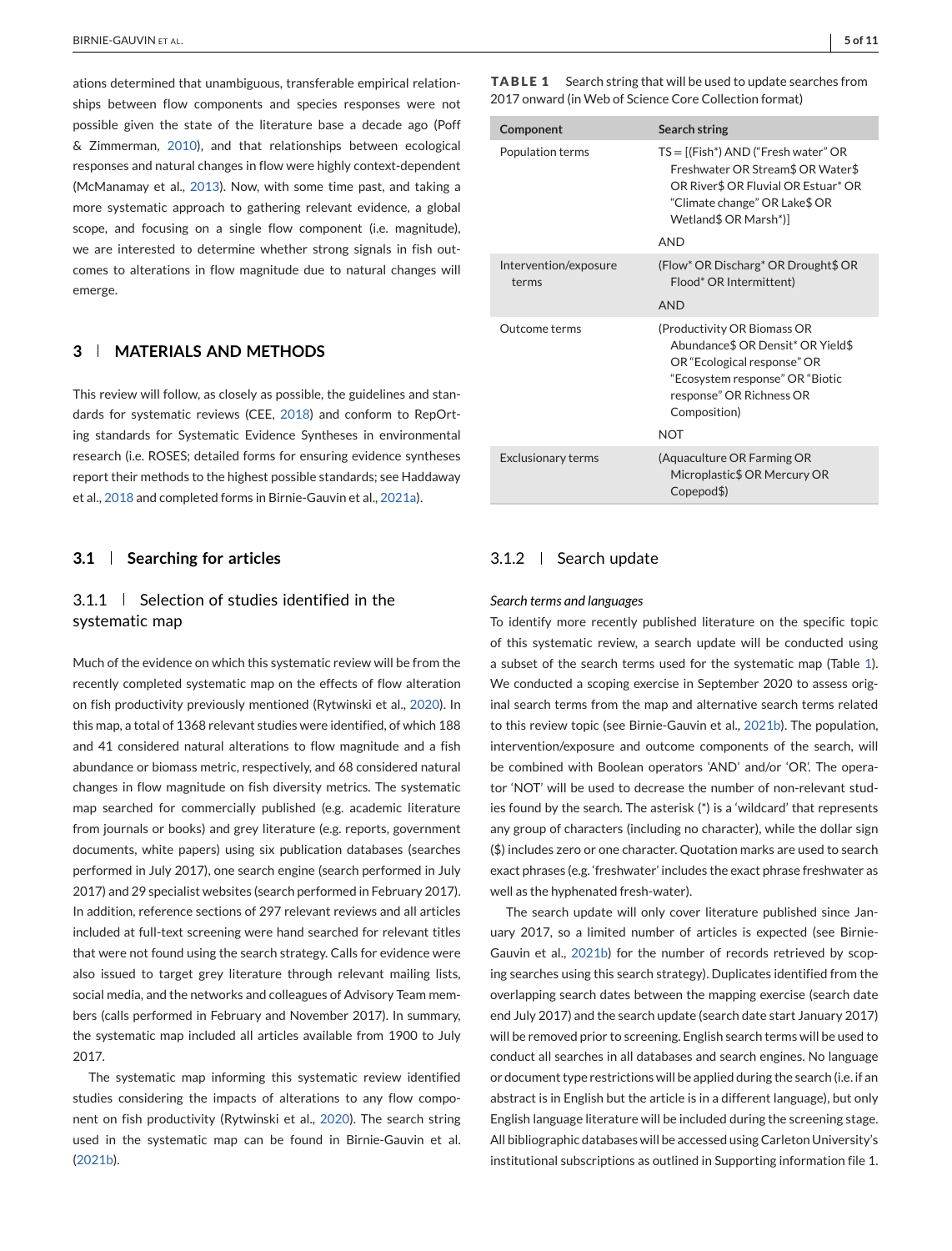ations determined that unambiguous, transferable empirical relationships between flow components and species responses were not possible given the state of the literature base a decade ago (Poff & Zimmerman, 2010), and that relationships between ecological responses and natural changes in flow were highly context-dependent (McManamay et al., 2013). Now, with some time past, and taking a more systematic approach to gathering relevant evidence, a global scope, and focusing on a single flow component (i.e. magnitude), we are interested to determine whether strong signals in fish outcomes to alterations in flow magnitude due to natural changes will emerge.

## 3 | MATERIALS AND METHODS

This review will follow, as closely as possible, the guidelines and standards for systematic reviews (CEE, 2018) and conform to RepOrting standards for Systematic Evidence Syntheses in environmental research (i.e. ROSES; detailed forms for ensuring evidence syntheses report their methods to the highest possible standards; see Haddaway et al., 2018 and completed forms in Birnie-Gauvin et al., 2021a).

### 3.1 | Searching for articles

#### 3.1.1 | Selection of studies identified in the systematic map

Much of the evidence on which this systematic review will be from the recently completed systematic map on the effects of flow alteration on fish productivity previously mentioned (Rytwinski et al., 2020). In this map, a total of 1368 relevant studies were identified, of which 188 and 41 considered natural alterations to flow magnitude and a fish abundance or biomass metric, respectively, and 68 considered natural changes in flow magnitude on fish diversity metrics. The systematic map searched for commercially published (e.g. academic literature from journals or books) and grey literature (e.g. reports, government documents, white papers) using six publication databases (searches performed in July 2017), one search engine (search performed in July 2017) and 29 specialist websites (search performed in February 2017). In addition, reference sections of 297 relevant reviews and all articles included at full-text screening were hand searched for relevant titles that were not found using the search strategy. Calls for evidence were also issued to target grey literature through relevant mailing lists, social media, and the networks and colleagues of Advisory Team members (calls performed in February and November 2017). In summary, the systematic map included all articles available from 1900 to July 2017.

The systematic map informing this systematic review identified studies considering the impacts of alterations to any flow component on fish productivity (Rytwinski et al., 2020). The search string used in the systematic map can be found in Birnie-Gauvin et al. (2021b).

**TABLE 1** Search string that will be used to update searches from 2017 onward (in Web of Science Core Collection format)

| Component | Search string |
|---|---|
| Population terms | TS = [(Fish*) AND ("Fresh water" OR Freshwater OR Stream$ OR Water$ OR River$ OR Fluvial OR Estuar* OR "Climate change" OR Lake$ OR Wetland$ OR Marsh*)]<br>AND |
| Intervention/exposure terms | (Flow* OR Discharg* OR Drought$ OR Flood* OR Intermittent)<br>AND |
| Outcome terms | (Productivity OR Biomass OR Abundance$ OR Densit* OR Yield$ OR "Ecological response" OR "Ecosystem response" OR "Biotic response" OR Richness OR Composition)<br>NOT |
| Exclusionary terms | (Aquaculture OR Farming OR Microplastic$ OR Mercury OR Copepod$) |

#### 3.1.2 | Search update

*Search terms and languages*

To identify more recently published literature on the specific topic of this systematic review, a search update will be conducted using a subset of the search terms used for the systematic map (Table 1). We conducted a scoping exercise in September 2020 to assess original search terms from the map and alternative search terms related to this review topic (see Birnie-Gauvin et al., 2021b). The population, intervention/exposure and outcome components of the search, will be combined with Boolean operators 'AND' and/or 'OR'. The operator 'NOT' will be used to decrease the number of non-relevant studies found by the search. The asterisk (*) is a 'wildcard' that represents any group of characters (including no character), while the dollar sign ($) includes zero or one character. Quotation marks are used to search exact phrases (e.g. 'freshwater' includes the exact phrase freshwater as well as the hyphenated fresh-water).

The search update will only cover literature published since January 2017, so a limited number of articles is expected (see Birnie-Gauvin et al., 2021b) for the number of records retrieved by scoping searches using this search strategy). Duplicates identified from the overlapping search dates between the mapping exercise (search date end July 2017) and the search update (search date start January 2017) will be removed prior to screening. English search terms will be used to conduct all searches in all databases and search engines. No language or document type restrictions will be applied during the search (i.e. if an abstract is in English but the article is in a different language), but only English language literature will be included during the screening stage. All bibliographic databases will be accessed using Carleton University's institutional subscriptions as outlined in Supporting information file 1.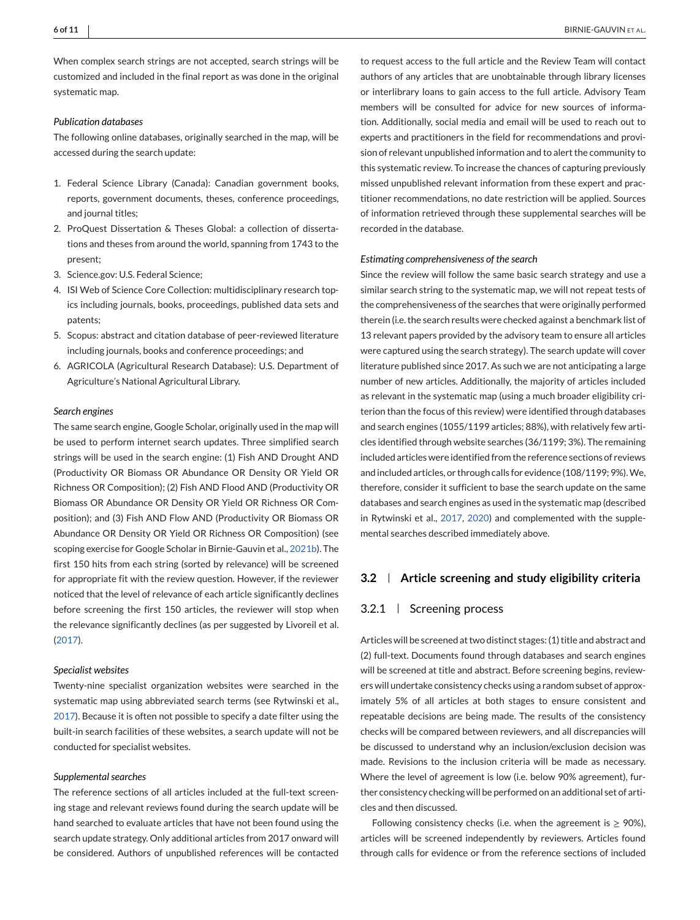When complex search strings are not accepted, search strings will be customized and included in the final report as was done in the original systematic map.

*Publication databases*

The following online databases, originally searched in the map, will be accessed during the search update:

1. Federal Science Library (Canada): Canadian government books, reports, government documents, theses, conference proceedings, and journal titles;
2. ProQuest Dissertation & Theses Global: a collection of dissertations and theses from around the world, spanning from 1743 to the present;
3. Science.gov: U.S. Federal Science;
4. ISI Web of Science Core Collection: multidisciplinary research topics including journals, books, proceedings, published data sets and patents;
5. Scopus: abstract and citation database of peer-reviewed literature including journals, books and conference proceedings; and
6. AGRICOLA (Agricultural Research Database): U.S. Department of Agriculture's National Agricultural Library.

*Search engines*

The same search engine, Google Scholar, originally used in the map will be used to perform internet search updates. Three simplified search strings will be used in the search engine: (1) Fish AND Drought AND (Productivity OR Biomass OR Abundance OR Density OR Yield OR Richness OR Composition); (2) Fish AND Flood AND (Productivity OR Biomass OR Abundance OR Density OR Yield OR Richness OR Composition); and (3) Fish AND Flow AND (Productivity OR Biomass OR Abundance OR Density OR Yield OR Richness OR Composition) (see scoping exercise for Google Scholar in Birnie-Gauvin et al., 2021b). The first 150 hits from each string (sorted by relevance) will be screened for appropriate fit with the review question. However, if the reviewer noticed that the level of relevance of each article significantly declines before screening the first 150 articles, the reviewer will stop when the relevance significantly declines (as per suggested by Livoreil et al. (2017).

*Specialist websites*

Twenty-nine specialist organization websites were searched in the systematic map using abbreviated search terms (see Rytwinski et al., 2017). Because it is often not possible to specify a date filter using the built-in search facilities of these websites, a search update will not be conducted for specialist websites.

*Supplemental searches*

The reference sections of all articles included at the full-text screening stage and relevant reviews found during the search update will be hand searched to evaluate articles that have not been found using the search update strategy. Only additional articles from 2017 onward will be considered. Authors of unpublished references will be contacted to request access to the full article and the Review Team will contact authors of any articles that are unobtainable through library licenses or interlibrary loans to gain access to the full article. Advisory Team members will be consulted for advice for new sources of information. Additionally, social media and email will be used to reach out to experts and practitioners in the field for recommendations and provision of relevant unpublished information and to alert the community to this systematic review. To increase the chances of capturing previously missed unpublished relevant information from these expert and practitioner recommendations, no date restriction will be applied. Sources of information retrieved through these supplemental searches will be recorded in the database.

*Estimating comprehensiveness of the search*

Since the review will follow the same basic search strategy and use a similar search string to the systematic map, we will not repeat tests of the comprehensiveness of the searches that were originally performed therein (i.e. the search results were checked against a benchmark list of 13 relevant papers provided by the advisory team to ensure all articles were captured using the search strategy). The search update will cover literature published since 2017. As such we are not anticipating a large number of new articles. Additionally, the majority of articles included as relevant in the systematic map (using a much broader eligibility criterion than the focus of this review) were identified through databases and search engines (1055/1199 articles; 88%), with relatively few articles identified through website searches (36/1199; 3%). The remaining included articles were identified from the reference sections of reviews and included articles, or through calls for evidence (108/1199; 9%). We, therefore, consider it sufficient to base the search update on the same databases and search engines as used in the systematic map (described in Rytwinski et al., 2017, 2020) and complemented with the supplemental searches described immediately above.

## 3.2 | Article screening and study eligibility criteria

### 3.2.1 | Screening process

Articles will be screened at two distinct stages: (1) title and abstract and (2) full-text. Documents found through databases and search engines will be screened at title and abstract. Before screening begins, reviewers will undertake consistency checks using a random subset of approximately 5% of all articles at both stages to ensure consistent and repeatable decisions are being made. The results of the consistency checks will be compared between reviewers, and all discrepancies will be discussed to understand why an inclusion/exclusion decision was made. Revisions to the inclusion criteria will be made as necessary. Where the level of agreement is low (i.e. below 90% agreement), further consistency checking will be performed on an additional set of articles and then discussed.

Following consistency checks (i.e. when the agreement is ≥ 90%), articles will be screened independently by reviewers. Articles found through calls for evidence or from the reference sections of included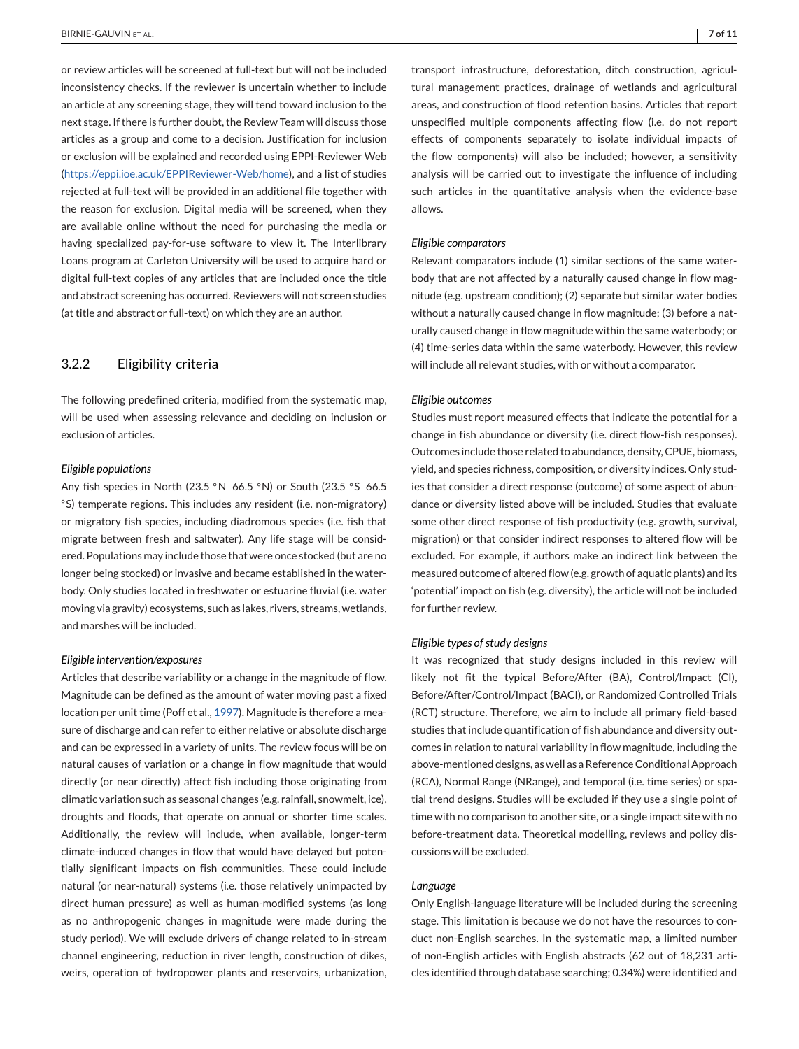or review articles will be screened at full-text but will not be included inconsistency checks. If the reviewer is uncertain whether to include an article at any screening stage, they will tend toward inclusion to the next stage. If there is further doubt, the Review Team will discuss those articles as a group and come to a decision. Justification for inclusion or exclusion will be explained and recorded using EPPI-Reviewer Web (https://eppi.ioe.ac.uk/EPPIReviewer-Web/home), and a list of studies rejected at full-text will be provided in an additional file together with the reason for exclusion. Digital media will be screened, when they are available online without the need for purchasing the media or having specialized pay-for-use software to view it. The Interlibrary Loans program at Carleton University will be used to acquire hard or digital full-text copies of any articles that are included once the title and abstract screening has occurred. Reviewers will not screen studies (at title and abstract or full-text) on which they are an author.

### 3.2.2 | Eligibility criteria

The following predefined criteria, modified from the systematic map, will be used when assessing relevance and deciding on inclusion or exclusion of articles.

*Eligible populations*

Any fish species in North (23.5 °N–66.5 °N) or South (23.5 °S–66.5 °S) temperate regions. This includes any resident (i.e. non-migratory) or migratory fish species, including diadromous species (i.e. fish that migrate between fresh and saltwater). Any life stage will be considered. Populations may include those that were once stocked (but are no longer being stocked) or invasive and became established in the waterbody. Only studies located in freshwater or estuarine fluvial (i.e. water moving via gravity) ecosystems, such as lakes, rivers, streams, wetlands, and marshes will be included.

*Eligible intervention/exposures*

Articles that describe variability or a change in the magnitude of flow. Magnitude can be defined as the amount of water moving past a fixed location per unit time (Poff et al., 1997). Magnitude is therefore a measure of discharge and can refer to either relative or absolute discharge and can be expressed in a variety of units. The review focus will be on natural causes of variation or a change in flow magnitude that would directly (or near directly) affect fish including those originating from climatic variation such as seasonal changes (e.g. rainfall, snowmelt, ice), droughts and floods, that operate on annual or shorter time scales. Additionally, the review will include, when available, longer-term climate-induced changes in flow that would have delayed but potentially significant impacts on fish communities. These could include natural (or near-natural) systems (i.e. those relatively unimpacted by direct human pressure) as well as human-modified systems (as long as no anthropogenic changes in magnitude were made during the study period). We will exclude drivers of change related to in-stream channel engineering, reduction in river length, construction of dikes, weirs, operation of hydropower plants and reservoirs, urbanization, transport infrastructure, deforestation, ditch construction, agricultural management practices, drainage of wetlands and agricultural areas, and construction of flood retention basins. Articles that report unspecified multiple components affecting flow (i.e. do not report effects of components separately to isolate individual impacts of the flow components) will also be included; however, a sensitivity analysis will be carried out to investigate the influence of including such articles in the quantitative analysis when the evidence-base allows.

*Eligible comparators*

Relevant comparators include (1) similar sections of the same waterbody that are not affected by a naturally caused change in flow magnitude (e.g. upstream condition); (2) separate but similar water bodies without a naturally caused change in flow magnitude; (3) before a naturally caused change in flow magnitude within the same waterbody; or (4) time-series data within the same waterbody. However, this review will include all relevant studies, with or without a comparator.

*Eligible outcomes*

Studies must report measured effects that indicate the potential for a change in fish abundance or diversity (i.e. direct flow-fish responses). Outcomes include those related to abundance, density, CPUE, biomass, yield, and species richness, composition, or diversity indices. Only studies that consider a direct response (outcome) of some aspect of abundance or diversity listed above will be included. Studies that evaluate some other direct response of fish productivity (e.g. growth, survival, migration) or that consider indirect responses to altered flow will be excluded. For example, if authors make an indirect link between the measured outcome of altered flow (e.g. growth of aquatic plants) and its 'potential' impact on fish (e.g. diversity), the article will not be included for further review.

*Eligible types of study designs*

It was recognized that study designs included in this review will likely not fit the typical Before/After (BA), Control/Impact (CI), Before/After/Control/Impact (BACI), or Randomized Controlled Trials (RCT) structure. Therefore, we aim to include all primary field-based studies that include quantification of fish abundance and diversity outcomes in relation to natural variability in flow magnitude, including the above-mentioned designs, as well as a Reference Conditional Approach (RCA), Normal Range (NRange), and temporal (i.e. time series) or spatial trend designs. Studies will be excluded if they use a single point of time with no comparison to another site, or a single impact site with no before-treatment data. Theoretical modelling, reviews and policy discussions will be excluded.

*Language*

Only English-language literature will be included during the screening stage. This limitation is because we do not have the resources to conduct non-English searches. In the systematic map, a limited number of non-English articles with English abstracts (62 out of 18,231 articles identified through database searching; 0.34%) were identified and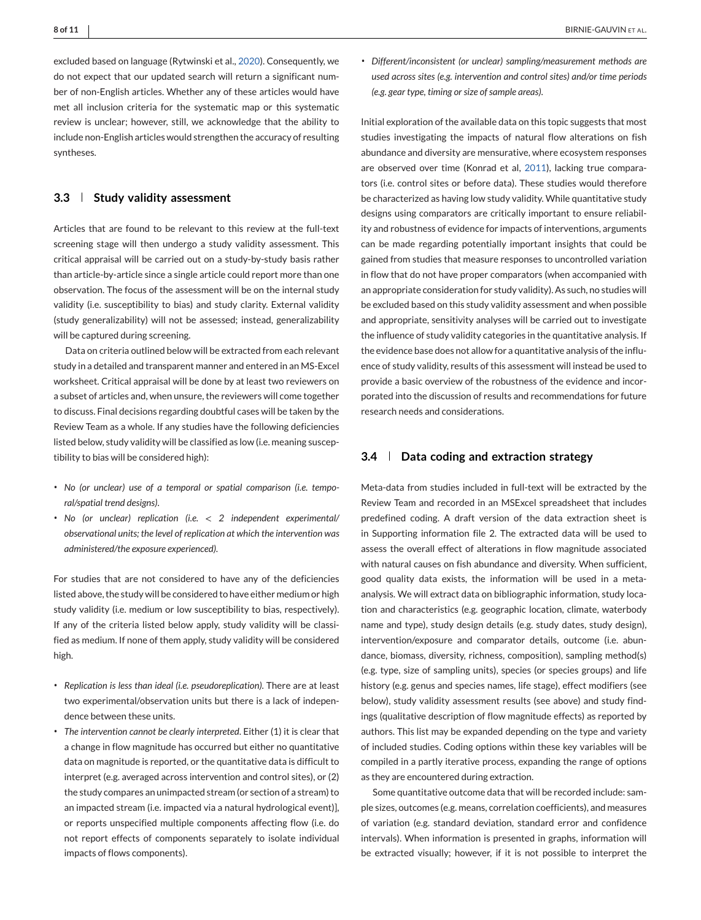excluded based on language (Rytwinski et al., 2020). Consequently, we do not expect that our updated search will return a significant number of non-English articles. Whether any of these articles would have met all inclusion criteria for the systematic map or this systematic review is unclear; however, still, we acknowledge that the ability to include non-English articles would strengthen the accuracy of resulting syntheses.

## 3.3 | Study validity assessment

Articles that are found to be relevant to this review at the full-text screening stage will then undergo a study validity assessment. This critical appraisal will be carried out on a study-by-study basis rather than article-by-article since a single article could report more than one observation. The focus of the assessment will be on the internal study validity (i.e. susceptibility to bias) and study clarity. External validity (study generalizability) will not be assessed; instead, generalizability will be captured during screening.

Data on criteria outlined below will be extracted from each relevant study in a detailed and transparent manner and entered in an MS-Excel worksheet. Critical appraisal will be done by at least two reviewers on a subset of articles and, when unsure, the reviewers will come together to discuss. Final decisions regarding doubtful cases will be taken by the Review Team as a whole. If any studies have the following deficiencies listed below, study validity will be classified as low (i.e. meaning susceptibility to bias will be considered high):

- *No (or unclear) use of a temporal or spatial comparison (i.e. temporal/spatial trend designs).*
- *No (or unclear) replication (i.e. < 2 independent experimental/observational units; the level of replication at which the intervention was administered/the exposure experienced).*

For studies that are not considered to have any of the deficiencies listed above, the study will be considered to have either medium or high study validity (i.e. medium or low susceptibility to bias, respectively). If any of the criteria listed below apply, study validity will be classified as medium. If none of them apply, study validity will be considered high.

- *Replication is less than ideal (i.e. pseudoreplication).* There are at least two experimental/observation units but there is a lack of independence between these units.
- *The intervention cannot be clearly interpreted.* Either (1) it is clear that a change in flow magnitude has occurred but either no quantitative data on magnitude is reported, or the quantitative data is difficult to interpret (e.g. averaged across intervention and control sites), or (2) the study compares an unimpacted stream (or section of a stream) to an impacted stream (i.e. impacted via a natural hydrological event)], or reports unspecified multiple components affecting flow (i.e. do not report effects of components separately to isolate individual impacts of flows components).
- *Different/inconsistent (or unclear) sampling/measurement methods are used across sites (e.g. intervention and control sites) and/or time periods (e.g. gear type, timing or size of sample areas).*

Initial exploration of the available data on this topic suggests that most studies investigating the impacts of natural flow alterations on fish abundance and diversity are mensurative, where ecosystem responses are observed over time (Konrad et al, 2011), lacking true comparators (i.e. control sites or before data). These studies would therefore be characterized as having low study validity. While quantitative study designs using comparators are critically important to ensure reliability and robustness of evidence for impacts of interventions, arguments can be made regarding potentially important insights that could be gained from studies that measure responses to uncontrolled variation in flow that do not have proper comparators (when accompanied with an appropriate consideration for study validity). As such, no studies will be excluded based on this study validity assessment and when possible and appropriate, sensitivity analyses will be carried out to investigate the influence of study validity categories in the quantitative analysis. If the evidence base does not allow for a quantitative analysis of the influence of study validity, results of this assessment will instead be used to provide a basic overview of the robustness of the evidence and incorporated into the discussion of results and recommendations for future research needs and considerations.

## 3.4 | Data coding and extraction strategy

Meta-data from studies included in full-text will be extracted by the Review Team and recorded in an MSExcel spreadsheet that includes predefined coding. A draft version of the data extraction sheet is in Supporting information file 2. The extracted data will be used to assess the overall effect of alterations in flow magnitude associated with natural causes on fish abundance and diversity. When sufficient, good quality data exists, the information will be used in a meta-analysis. We will extract data on bibliographic information, study location and characteristics (e.g. geographic location, climate, waterbody name and type), study design details (e.g. study dates, study design), intervention/exposure and comparator details, outcome (i.e. abundance, biomass, diversity, richness, composition), sampling method(s) (e.g. type, size of sampling units), species (or species groups) and life history (e.g. genus and species names, life stage), effect modifiers (see below), study validity assessment results (see above) and study findings (qualitative description of flow magnitude effects) as reported by authors. This list may be expanded depending on the type and variety of included studies. Coding options within these key variables will be compiled in a partly iterative process, expanding the range of options as they are encountered during extraction.

Some quantitative outcome data that will be recorded include: sample sizes, outcomes (e.g. means, correlation coefficients), and measures of variation (e.g. standard deviation, standard error and confidence intervals). When information is presented in graphs, information will be extracted visually; however, if it is not possible to interpret the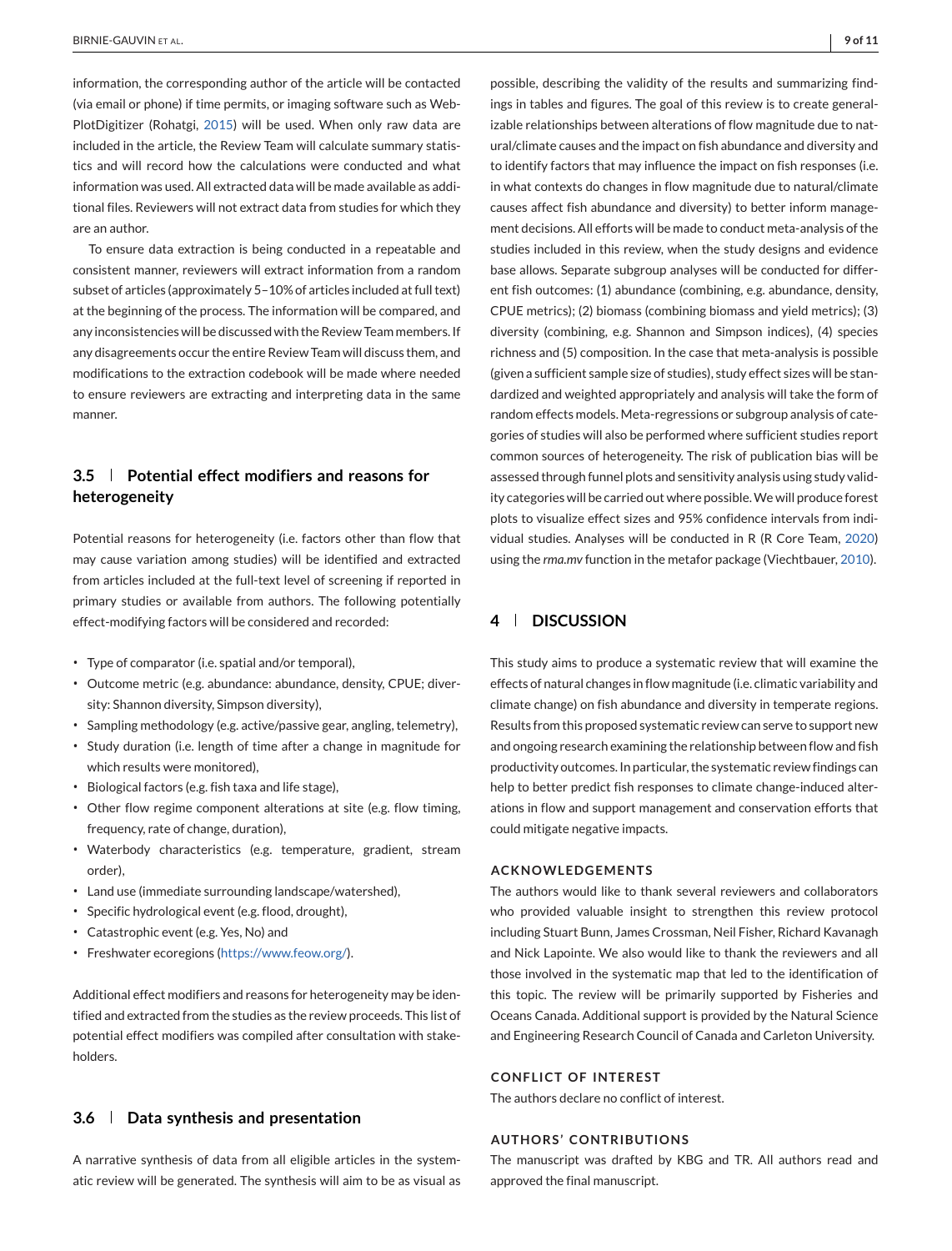information, the corresponding author of the article will be contacted (via email or phone) if time permits, or imaging software such as WebPlotDigitizer (Rohatgi, 2015) will be used. When only raw data are included in the article, the Review Team will calculate summary statistics and will record how the calculations were conducted and what information was used. All extracted data will be made available as additional files. Reviewers will not extract data from studies for which they are an author.

To ensure data extraction is being conducted in a repeatable and consistent manner, reviewers will extract information from a random subset of articles (approximately 5–10% of articles included at full text) at the beginning of the process. The information will be compared, and any inconsistencies will be discussed with the Review Team members. If any disagreements occur the entire Review Team will discuss them, and modifications to the extraction codebook will be made where needed to ensure reviewers are extracting and interpreting data in the same manner.

### 3.5 | Potential effect modifiers and reasons for heterogeneity

Potential reasons for heterogeneity (i.e. factors other than flow that may cause variation among studies) will be identified and extracted from articles included at the full-text level of screening if reported in primary studies or available from authors. The following potentially effect-modifying factors will be considered and recorded:

- Type of comparator (i.e. spatial and/or temporal),
- Outcome metric (e.g. abundance: abundance, density, CPUE; diversity: Shannon diversity, Simpson diversity),
- Sampling methodology (e.g. active/passive gear, angling, telemetry),
- Study duration (i.e. length of time after a change in magnitude for which results were monitored),
- Biological factors (e.g. fish taxa and life stage),
- Other flow regime component alterations at site (e.g. flow timing, frequency, rate of change, duration),
- Waterbody characteristics (e.g. temperature, gradient, stream order),
- Land use (immediate surrounding landscape/watershed),
- Specific hydrological event (e.g. flood, drought),
- Catastrophic event (e.g. Yes, No) and
- Freshwater ecoregions (https://www.feow.org/).

Additional effect modifiers and reasons for heterogeneity may be identified and extracted from the studies as the review proceeds. This list of potential effect modifiers was compiled after consultation with stakeholders.

### 3.6 | Data synthesis and presentation

A narrative synthesis of data from all eligible articles in the systematic review will be generated. The synthesis will aim to be as visual as possible, describing the validity of the results and summarizing findings in tables and figures. The goal of this review is to create generalizable relationships between alterations of flow magnitude due to natural/climate causes and the impact on fish abundance and diversity and to identify factors that may influence the impact on fish responses (i.e. in what contexts do changes in flow magnitude due to natural/climate causes affect fish abundance and diversity) to better inform management decisions. All efforts will be made to conduct meta-analysis of the studies included in this review, when the study designs and evidence base allows. Separate subgroup analyses will be conducted for different fish outcomes: (1) abundance (combining, e.g. abundance, density, CPUE metrics); (2) biomass (combining biomass and yield metrics); (3) diversity (combining, e.g. Shannon and Simpson indices), (4) species richness and (5) composition. In the case that meta-analysis is possible (given a sufficient sample size of studies), study effect sizes will be standardized and weighted appropriately and analysis will take the form of random effects models. Meta-regressions or subgroup analysis of categories of studies will also be performed where sufficient studies report common sources of heterogeneity. The risk of publication bias will be assessed through funnel plots and sensitivity analysis using study validity categories will be carried out where possible. We will produce forest plots to visualize effect sizes and 95% confidence intervals from individual studies. Analyses will be conducted in R (R Core Team, 2020) using the *rma.mv* function in the metafor package (Viechtbauer, 2010).

## 4 | DISCUSSION

This study aims to produce a systematic review that will examine the effects of natural changes in flow magnitude (i.e. climatic variability and climate change) on fish abundance and diversity in temperate regions. Results from this proposed systematic review can serve to support new and ongoing research examining the relationship between flow and fish productivity outcomes. In particular, the systematic review findings can help to better predict fish responses to climate change-induced alterations in flow and support management and conservation efforts that could mitigate negative impacts.

#### ACKNOWLEDGEMENTS

The authors would like to thank several reviewers and collaborators who provided valuable insight to strengthen this review protocol including Stuart Bunn, James Crossman, Neil Fisher, Richard Kavanagh and Nick Lapointe. We also would like to thank the reviewers and all those involved in the systematic map that led to the identification of this topic. The review will be primarily supported by Fisheries and Oceans Canada. Additional support is provided by the Natural Science and Engineering Research Council of Canada and Carleton University.

#### CONFLICT OF INTEREST

The authors declare no conflict of interest.

#### AUTHORS' CONTRIBUTIONS

The manuscript was drafted by KBG and TR. All authors read and approved the final manuscript.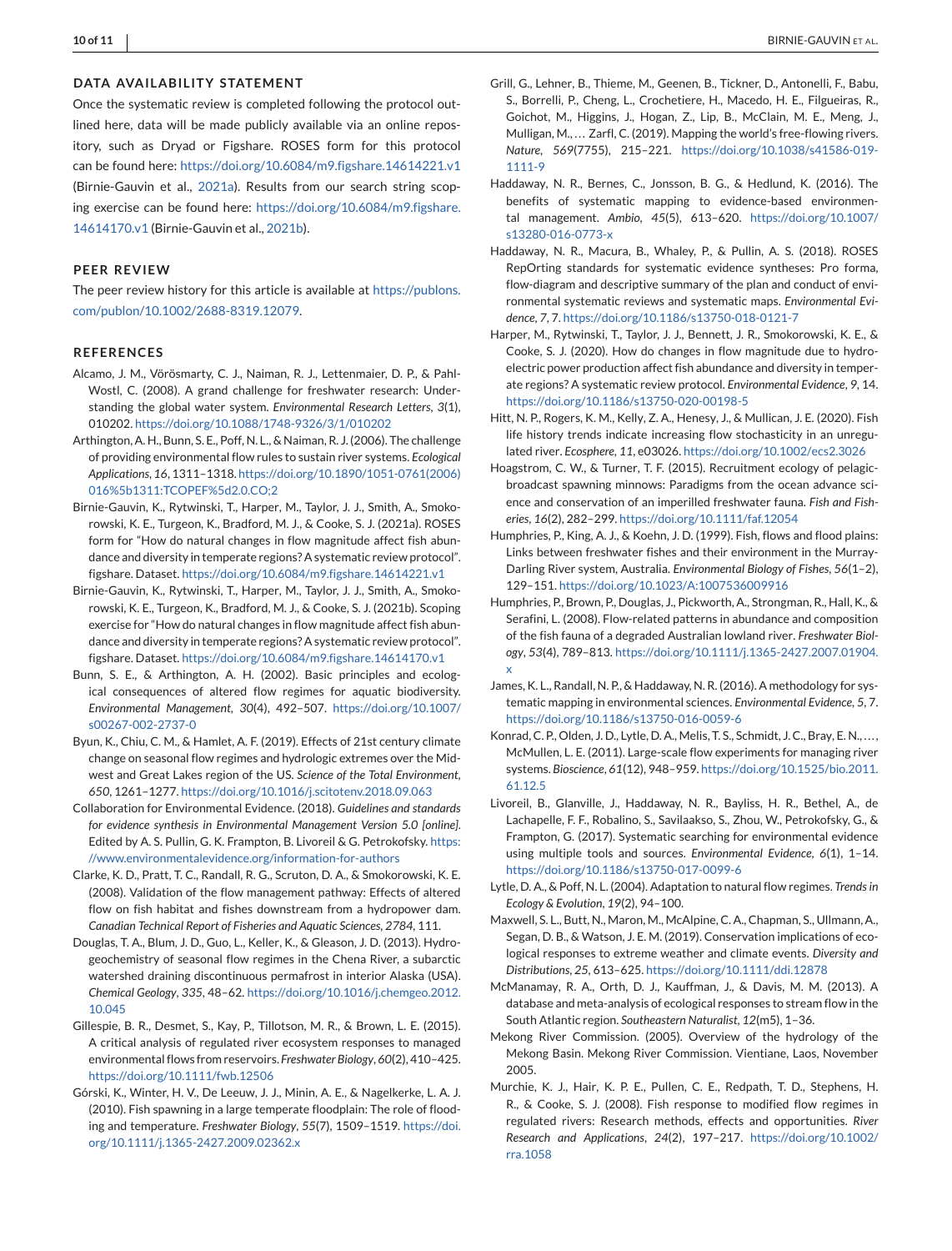## DATA AVAILABILITY STATEMENT

Once the systematic review is completed following the protocol outlined here, data will be made publicly available via an online repository, such as Dryad or Figshare. ROSES form for this protocol can be found here: https://doi.org/10.6084/m9.figshare.14614221.v1 (Birnie-Gauvin et al., 2021a). Results from our search string scoping exercise can be found here: https://doi.org/10.6084/m9.figshare.14614170.v1 (Birnie-Gauvin et al., 2021b).

## PEER REVIEW

The peer review history for this article is available at https://publons.com/publon/10.1002/2688-8319.12079.

## REFERENCES

Alcamo, J. M., Vörösmarty, C. J., Naiman, R. J., Lettenmaier, D. P., & Pahl-Wostl, C. (2008). A grand challenge for freshwater research: Understanding the global water system. *Environmental Research Letters*, *3*(1), 010202. https://doi.org/10.1088/1748-9326/3/1/010202

Arthington, A. H., Bunn, S. E., Poff, N. L., & Naiman, R. J. (2006). The challenge of providing environmental flow rules to sustain river systems. *Ecological Applications*, *16*, 1311–1318. https://doi.org/10.1890/1051-0761(2006)016%5b1311:TCOPEF%5d2.0.CO;2

Birnie-Gauvin, K., Rytwinski, T., Harper, M., Taylor, J. J., Smith, A., Smokorowski, K. E., Turgeon, K., Bradford, M. J., & Cooke, S. J. (2021a). ROSES form for "How do natural changes in flow magnitude affect fish abundance and diversity in temperate regions? A systematic review protocol". figshare. Dataset. https://doi.org/10.6084/m9.figshare.14614221.v1

Birnie-Gauvin, K., Rytwinski, T., Harper, M., Taylor, J. J., Smith, A., Smokorowski, K. E., Turgeon, K., Bradford, M. J., & Cooke, S. J. (2021b). Scoping exercise for "How do natural changes in flow magnitude affect fish abundance and diversity in temperate regions? A systematic review protocol". figshare. Dataset. https://doi.org/10.6084/m9.figshare.14614170.v1

Bunn, S. E., & Arthington, A. H. (2002). Basic principles and ecological consequences of altered flow regimes for aquatic biodiversity. *Environmental Management*, *30*(4), 492–507. https://doi.org/10.1007/s00267-002-2737-0

Byun, K., Chiu, C. M., & Hamlet, A. F. (2019). Effects of 21st century climate change on seasonal flow regimes and hydrologic extremes over the Midwest and Great Lakes region of the US. *Science of the Total Environment*, *650*, 1261–1277. https://doi.org/10.1016/j.scitotenv.2018.09.063

Collaboration for Environmental Evidence. (2018). *Guidelines and standards for evidence synthesis in Environmental Management Version 5.0 [online]*. Edited by A. S. Pullin, G. K. Frampton, B. Livoreil & G. Petrokofsky. https://www.environmentalevidence.org/information-for-authors

Clarke, K. D., Pratt, T. C., Randall, R. G., Scruton, D. A., & Smokorowski, K. E. (2008). Validation of the flow management pathway: Effects of altered flow on fish habitat and fishes downstream from a hydropower dam. *Canadian Technical Report of Fisheries and Aquatic Sciences*, *2784*, 111.

Douglas, T. A., Blum, J. D., Guo, L., Keller, K., & Gleason, J. D. (2013). Hydrogeochemistry of seasonal flow regimes in the Chena River, a subarctic watershed draining discontinuous permafrost in interior Alaska (USA). *Chemical Geology*, *335*, 48–62. https://doi.org/10.1016/j.chemgeo.2012.10.045

Gillespie, B. R., Desmet, S., Kay, P., Tillotson, M. R., & Brown, L. E. (2015). A critical analysis of regulated river ecosystem responses to managed environmental flows from reservoirs. *Freshwater Biology*, *60*(2), 410–425. https://doi.org/10.1111/fwb.12506

Górski, K., Winter, H. V., De Leeuw, J. J., Minin, A. E., & Nagelkerke, L. A. J. (2010). Fish spawning in a large temperate floodplain: The role of flooding and temperature. *Freshwater Biology*, *55*(7), 1509–1519. https://doi.org/10.1111/j.1365-2427.2009.02362.x

Grill, G., Lehner, B., Thieme, M., Geenen, B., Tickner, D., Antonelli, F., Babu, S., Borrelli, P., Cheng, L., Crochetiere, H., Macedo, H. E., Filgueiras, R., Goichot, M., Higgins, J., Hogan, Z., Lip, B., McClain, M. E., Meng, J., Mulligan, M., … Zarfl, C. (2019). Mapping the world's free-flowing rivers. *Nature*, *569*(7755), 215–221. https://doi.org/10.1038/s41586-019-1111-9

Haddaway, N. R., Bernes, C., Jonsson, B. G., & Hedlund, K. (2016). The benefits of systematic mapping to evidence-based environmental management. *Ambio*, *45*(5), 613–620. https://doi.org/10.1007/s13280-016-0773-x

Haddaway, N. R., Macura, B., Whaley, P., & Pullin, A. S. (2018). ROSES RepOrting standards for systematic evidence syntheses: Pro forma, flow-diagram and descriptive summary of the plan and conduct of environmental systematic reviews and systematic maps. *Environmental Evidence*, *7*, 7. https://doi.org/10.1186/s13750-018-0121-7

Harper, M., Rytwinski, T., Taylor, J. J., Bennett, J. R., Smokorowski, K. E., & Cooke, S. J. (2020). How do changes in flow magnitude due to hydroelectric power production affect fish abundance and diversity in temperate regions? A systematic review protocol. *Environmental Evidence*, *9*, 14. https://doi.org/10.1186/s13750-020-00198-5

Hitt, N. P., Rogers, K. M., Kelly, Z. A., Henesy, J., & Mullican, J. E. (2020). Fish life history trends indicate increasing flow stochasticity in an unregulated river. *Ecosphere*, *11*, e03026. https://doi.org/10.1002/ecs2.3026

Hoagstrom, C. W., & Turner, T. F. (2015). Recruitment ecology of pelagic-broadcast spawning minnows: Paradigms from the ocean advance science and conservation of an imperilled freshwater fauna. *Fish and Fisheries*, *16*(2), 282–299. https://doi.org/10.1111/faf.12054

Humphries, P., King, A. J., & Koehn, J. D. (1999). Fish, flows and flood plains: Links between freshwater fishes and their environment in the Murray-Darling River system, Australia. *Environmental Biology of Fishes*, *56*(1–2), 129–151. https://doi.org/10.1023/A:1007536009916

Humphries, P., Brown, P., Douglas, J., Pickworth, A., Strongman, R., Hall, K., & Serafini, L. (2008). Flow-related patterns in abundance and composition of the fish fauna of a degraded Australian lowland river. *Freshwater Biology*, *53*(4), 789–813. https://doi.org/10.1111/j.1365-2427.2007.01904.x

James, K. L., Randall, N. P., & Haddaway, N. R. (2016). A methodology for systematic mapping in environmental sciences. *Environmental Evidence*, *5*, 7. https://doi.org/10.1186/s13750-016-0059-6

Konrad, C. P., Olden, J. D., Lytle, D. A., Melis, T. S., Schmidt, J. C., Bray, E. N., …, McMullen, L. E. (2011). Large-scale flow experiments for managing river systems. *Bioscience*, *61*(12), 948–959. https://doi.org/10.1525/bio.2011.61.12.5

Livoreil, B., Glanville, J., Haddaway, N. R., Bayliss, H. R., Bethel, A., de Lachapelle, F. F., Robalino, S., Savilaakso, S., Zhou, W., Petrokofsky, G., & Frampton, G. (2017). Systematic searching for environmental evidence using multiple tools and sources. *Environmental Evidence*, *6*(1), 1–14. https://doi.org/10.1186/s13750-017-0099-6

Lytle, D. A., & Poff, N. L. (2004). Adaptation to natural flow regimes. *Trends in Ecology & Evolution*, *19*(2), 94–100.

Maxwell, S. L., Butt, N., Maron, M., McAlpine, C. A., Chapman, S., Ullmann, A., Segan, D. B., & Watson, J. E. M. (2019). Conservation implications of ecological responses to extreme weather and climate events. *Diversity and Distributions*, *25*, 613–625. https://doi.org/10.1111/ddi.12878

McManamay, R. A., Orth, D. J., Kauffman, J., & Davis, M. M. (2013). A database and meta-analysis of ecological responses to stream flow in the South Atlantic region. *Southeastern Naturalist*, *12*(m5), 1–36.

Mekong River Commission. (2005). Overview of the hydrology of the Mekong Basin. Mekong River Commission. Vientiane, Laos, November 2005.

Murchie, K. J., Hair, K. P. E., Pullen, C. E., Redpath, T. D., Stephens, H. R., & Cooke, S. J. (2008). Fish response to modified flow regimes in regulated rivers: Research methods, effects and opportunities. *River Research and Applications*, *24*(2), 197–217. https://doi.org/10.1002/rra.1058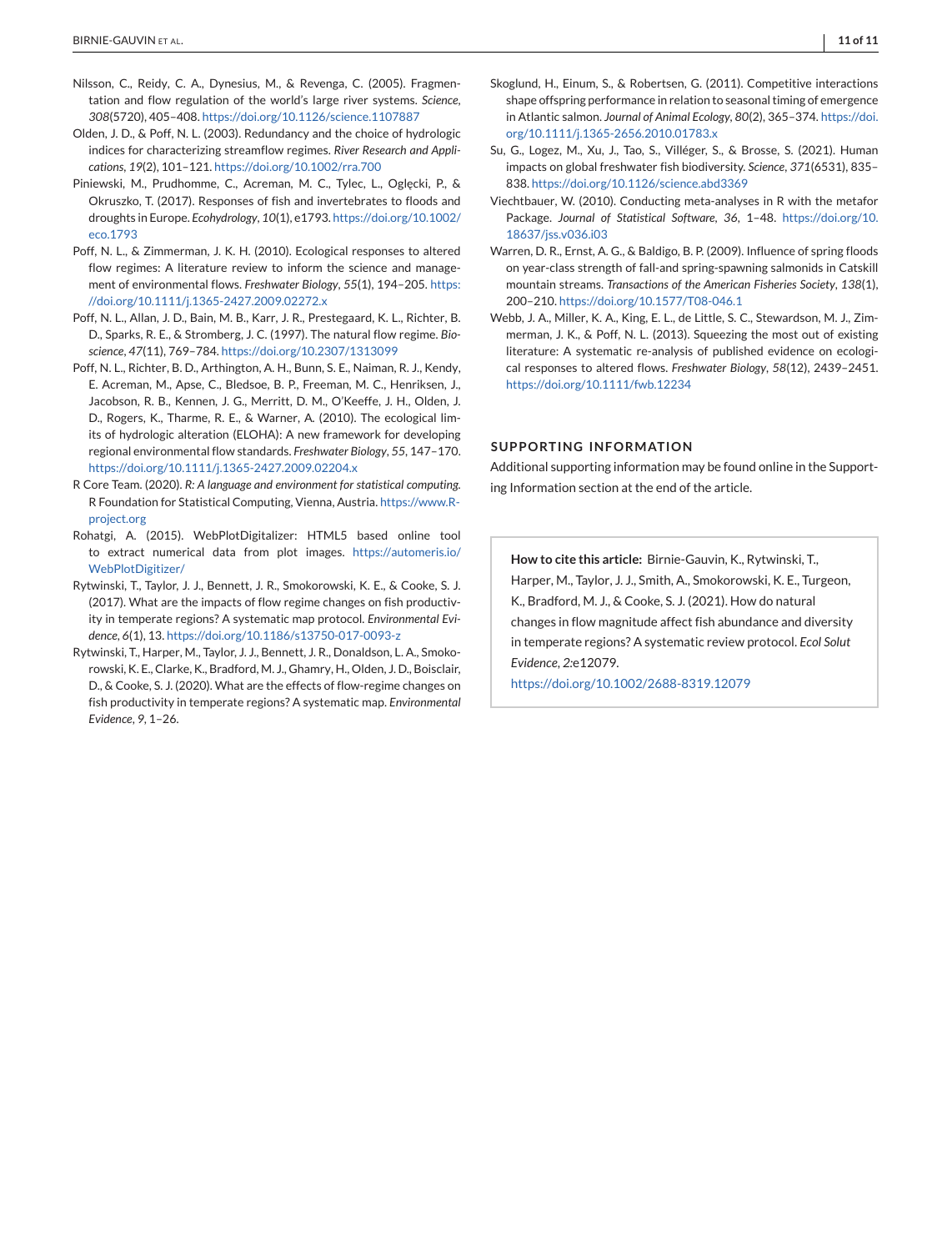Nilsson, C., Reidy, C. A., Dynesius, M., & Revenga, C. (2005). Fragmentation and flow regulation of the world's large river systems. *Science*, *308*(5720), 405–408. https://doi.org/10.1126/science.1107887

Olden, J. D., & Poff, N. L. (2003). Redundancy and the choice of hydrologic indices for characterizing streamflow regimes. *River Research and Applications*, *19*(2), 101–121. https://doi.org/10.1002/rra.700

Piniewski, M., Prudhomme, C., Acreman, M. C., Tylec, L., Oglęcki, P., & Okruszko, T. (2017). Responses of fish and invertebrates to floods and droughts in Europe. *Ecohydrology*, *10*(1), e1793. https://doi.org/10.1002/eco.1793

Poff, N. L., & Zimmerman, J. K. H. (2010). Ecological responses to altered flow regimes: A literature review to inform the science and management of environmental flows. *Freshwater Biology*, *55*(1), 194–205. https://doi.org/10.1111/j.1365-2427.2009.02272.x

Poff, N. L., Allan, J. D., Bain, M. B., Karr, J. R., Prestegaard, K. L., Richter, B. D., Sparks, R. E., & Stromberg, J. C. (1997). The natural flow regime. *Bioscience*, *47*(11), 769–784. https://doi.org/10.2307/1313099

Poff, N. L., Richter, B. D., Arthington, A. H., Bunn, S. E., Naiman, R. J., Kendy, E. Acreman, M., Apse, C., Bledsoe, B. P., Freeman, M. C., Henriksen, J., Jacobson, R. B., Kennen, J. G., Merritt, D. M., O'Keeffe, J. H., Olden, J. D., Rogers, K., Tharme, R. E., & Warner, A. (2010). The ecological limits of hydrologic alteration (ELOHA): A new framework for developing regional environmental flow standards. *Freshwater Biology*, *55*, 147–170. https://doi.org/10.1111/j.1365-2427.2009.02204.x

R Core Team. (2020). *R: A language and environment for statistical computing.* R Foundation for Statistical Computing, Vienna, Austria. https://www.R-project.org

Rohatgi, A. (2015). WebPlotDigitalizer: HTML5 based online tool to extract numerical data from plot images. https://automeris.io/WebPlotDigitizer/

Rytwinski, T., Taylor, J. J., Bennett, J. R., Smokorowski, K. E., & Cooke, S. J. (2017). What are the impacts of flow regime changes on fish productivity in temperate regions? A systematic map protocol. *Environmental Evidence*, *6*(1), 13. https://doi.org/10.1186/s13750-017-0093-z

Rytwinski, T., Harper, M., Taylor, J. J., Bennett, J. R., Donaldson, L. A., Smokorowski, K. E., Clarke, K., Bradford, M. J., Ghamry, H., Olden, J. D., Boisclair, D., & Cooke, S. J. (2020). What are the effects of flow-regime changes on fish productivity in temperate regions? A systematic map. *Environmental Evidence*, *9*, 1–26.

Skoglund, H., Einum, S., & Robertsen, G. (2011). Competitive interactions shape offspring performance in relation to seasonal timing of emergence in Atlantic salmon. *Journal of Animal Ecology*, *80*(2), 365–374. https://doi.org/10.1111/j.1365-2656.2010.01783.x

Su, G., Logez, M., Xu, J., Tao, S., Villéger, S., & Brosse, S. (2021). Human impacts on global freshwater fish biodiversity. *Science*, *371*(6531), 835–838. https://doi.org/10.1126/science.abd3369

Viechtbauer, W. (2010). Conducting meta-analyses in R with the metafor Package. *Journal of Statistical Software*, *36*, 1–48. https://doi.org/10.18637/jss.v036.i03

Warren, D. R., Ernst, A. G., & Baldigo, B. P. (2009). Influence of spring floods on year-class strength of fall-and spring-spawning salmonids in Catskill mountain streams. *Transactions of the American Fisheries Society*, *138*(1), 200–210. https://doi.org/10.1577/T08-046.1

Webb, J. A., Miller, K. A., King, E. L., de Little, S. C., Stewardson, M. J., Zimmerman, J. K., & Poff, N. L. (2013). Squeezing the most out of existing literature: A systematic re-analysis of published evidence on ecological responses to altered flows. *Freshwater Biology*, *58*(12), 2439–2451. https://doi.org/10.1111/fwb.12234

## SUPPORTING INFORMATION

Additional supporting information may be found online in the Supporting Information section at the end of the article.

**How to cite this article:** Birnie-Gauvin, K., Rytwinski, T., Harper, M., Taylor, J. J., Smith, A., Smokorowski, K. E., Turgeon, K., Bradford, M. J., & Cooke, S. J. (2021). How do natural changes in flow magnitude affect fish abundance and diversity in temperate regions? A systematic review protocol. *Ecol Solut Evidence*, *2*:e12079. https://doi.org/10.1002/2688-8319.12079